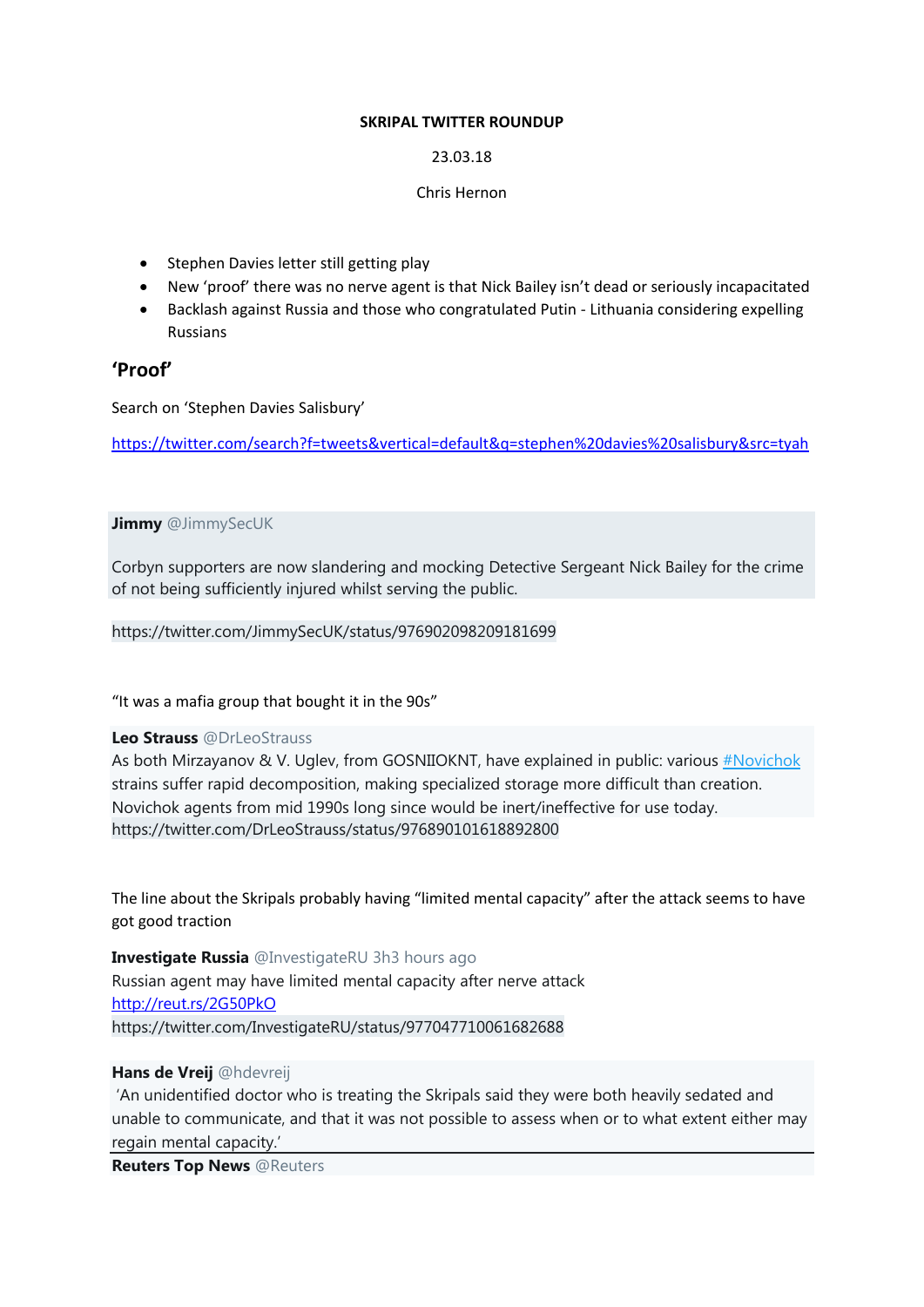**SKRIPAL TWITTER ROUNDUP**

23.03.18

Chris Hernon

- Stephen Davies letter still getting play
- New 'proof' there was no nerve agent is that Nick Bailey isn't dead or seriously incapacitated
- Backlash against Russia and those who congratulated Putin - Lithuania considering expelling Russians

## 'Proof'

Search on 'Stephen Davies Salisbury'

https://twitter.com/search?f=tweets&vertical=default&q=stephen%20davies%20salisbury&src=tyah

**Jimmy** @JimmySecUK

Corbyn supporters are now slandering and mocking Detective Sergeant Nick Bailey for the crime of not being sufficiently injured whilst serving the public.

https://twitter.com/JimmySecUK/status/976902098209181699

"It was a mafia group that bought it in the 90s"

**Leo Strauss** @DrLeoStrauss
As both Mirzayanov & V. Uglev, from GOSNIIOKNT, have explained in public: various #Novichok strains suffer rapid decomposition, making specialized storage more difficult than creation. Novichok agents from mid 1990s long since would be inert/ineffective for use today.
https://twitter.com/DrLeoStrauss/status/976890101618892800

The line about the Skripals probably having "limited mental capacity" after the attack seems to have got good traction

**Investigate Russia** @InvestigateRU 3h3 hours ago
Russian agent may have limited mental capacity after nerve attack
http://reut.rs/2G50PkO
https://twitter.com/InvestigateRU/status/977047710061682688

**Hans de Vreij** @hdevreij
'An unidentified doctor who is treating the Skripals said they were both heavily sedated and unable to communicate, and that it was not possible to assess when or to what extent either may regain mental capacity.'

**Reuters Top News** @Reuters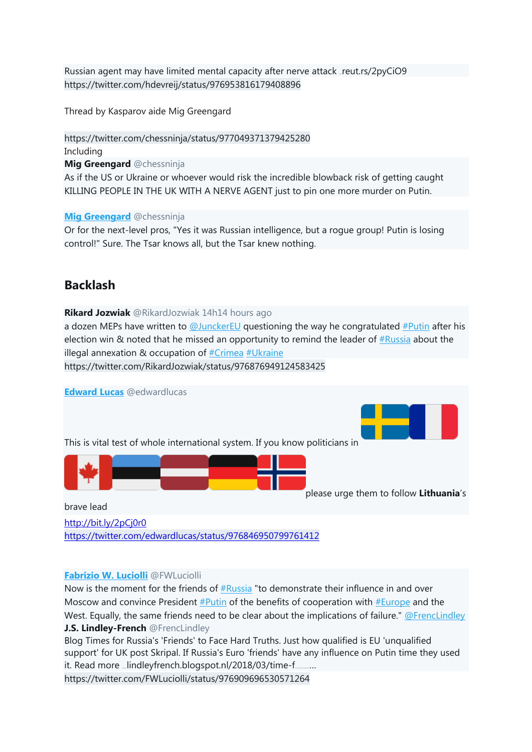Russian agent may have limited mental capacity after nerve attack reut.rs/2pyCiO9
https://twitter.com/hdevreij/status/976953816179408896

Thread by Kasparov aide Mig Greengard

https://twitter.com/chessninja/status/977049371379425280
Including
**Mig Greengard** @chessninja
As if the US or Ukraine or whoever would risk the incredible blowback risk of getting caught KILLING PEOPLE IN THE UK WITH A NERVE AGENT just to pin one more murder on Putin.

**Mig Greengard** @chessninja
Or for the next-level pros, "Yes it was Russian intelligence, but a rogue group! Putin is losing control!" Sure. The Tsar knows all, but the Tsar knew nothing.

## Backlash

**Rikard Jozwiak** @RikardJozwiak 14h14 hours ago
a dozen MEPs have written to @JunckerEU questioning the way he congratulated #Putin after his election win & noted that he missed an opportunity to remind the leader of #Russia about the illegal annexation & occupation of #Crimea #Ukraine
https://twitter.com/RikardJozwiak/status/976876949124583425

**Edward Lucas** @edwardlucas
This is vital test of whole international system. If you know politicians in 🇸🇪🇫🇷🇨🇦🇪🇪🇱🇻🇩🇪🇳🇴 please urge them to follow **Lithuania**'s brave lead
http://bit.ly/2pCj0r0
https://twitter.com/edwardlucas/status/976846950799761412

**Fabrizio W. Luciolli** @FWLuciolli
Now is the moment for the friends of #Russia "to demonstrate their influence in and over Moscow and convince President #Putin of the benefits of cooperation with #Europe and the West. Equally, the same friends need to be clear about the implications of failure." @FrencLindley
**J.S. Lindley-French** @FrencLindley
Blog Times for Russia's 'Friends' to Face Hard Truths. Just how qualified is EU 'unqualified support' for UK post Skripal. If Russia's Euro 'friends' have any influence on Putin time they used it. Read more lindleyfrench.blogspot.nl/2018/03/time-f…
https://twitter.com/FWLuciolli/status/976909696530571264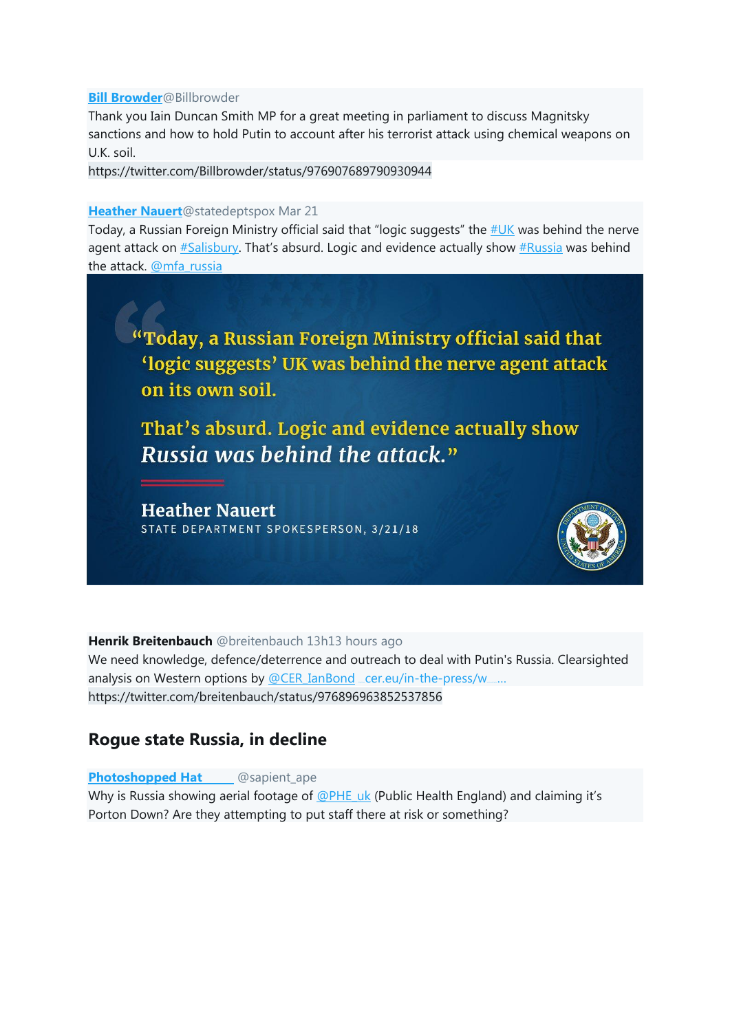**Bill Browder**@Billbrowder
Thank you Iain Duncan Smith MP for a great meeting in parliament to discuss Magnitsky sanctions and how to hold Putin to account after his terrorist attack using chemical weapons on U.K. soil.
https://twitter.com/Billbrowder/status/976907689790930944

**Heather Nauert**@statedeptspox Mar 21
Today, a Russian Foreign Ministry official said that "logic suggests" the #UK was behind the nerve agent attack on #Salisbury. That's absurd. Logic and evidence actually show #Russia was behind the attack. @mfa_russia

"Today, a Russian Foreign Ministry official said that 'logic suggests' UK was behind the nerve agent attack on its own soil.

That's absurd. Logic and evidence actually show *Russia was behind the attack.*"

**Heather Nauert**
STATE DEPARTMENT SPOKESPERSON, 3/21/18

**Henrik Breitenbauch** @breitenbauch 13h13 hours ago
We need knowledge, defence/deterrence and outreach to deal with Putin's Russia. Clearsighted analysis on Western options by @CER_IanBond cer.eu/in-the-press/w...
https://twitter.com/breitenbauch/status/976896963852537856

## Rogue state Russia, in decline

**Photoshopped Hat** @sapient_ape
Why is Russia showing aerial footage of @PHE_uk (Public Health England) and claiming it's Porton Down? Are they attempting to put staff there at risk or something?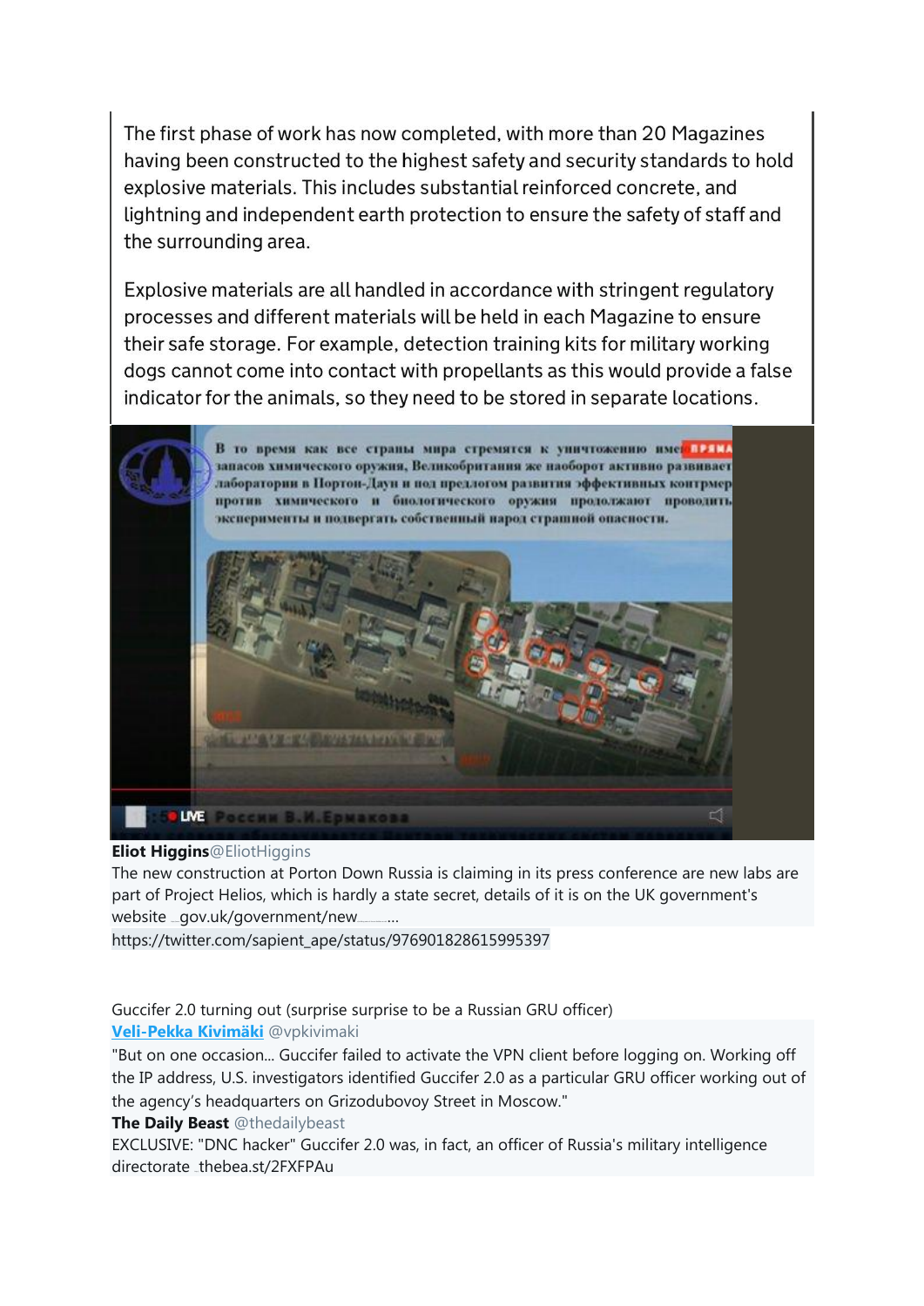The first phase of work has now completed, with more than 20 Magazines having been constructed to the highest safety and security standards to hold explosive materials. This includes substantial reinforced concrete, and lightning and independent earth protection to ensure the safety of staff and the surrounding area.

Explosive materials are all handled in accordance with stringent regulatory processes and different materials will be held in each Magazine to ensure their safe storage. For example, detection training kits for military working dogs cannot come into contact with propellants as this would provide a false indicator for the animals, so they need to be stored in separate locations.

**Eliot Higgins**@EliotHiggins
The new construction at Porton Down Russia is claiming in its press conference are new labs are part of Project Helios, which is hardly a state secret, details of it is on the UK government's website gov.uk/government/new…
https://twitter.com/sapient_ape/status/976901828615995397

Guccifer 2.0 turning out (surprise surprise to be a Russian GRU officer)
**Veli-Pekka Kivimäki** @vpkivimaki
"But on one occasion... Guccifer failed to activate the VPN client before logging on. Working off the IP address, U.S. investigators identified Guccifer 2.0 as a particular GRU officer working out of the agency's headquarters on Grizodubovoy Street in Moscow."
**The Daily Beast** @thedailybeast
EXCLUSIVE: "DNC hacker" Guccifer 2.0 was, in fact, an officer of Russia's military intelligence directorate thebea.st/2FXFPAu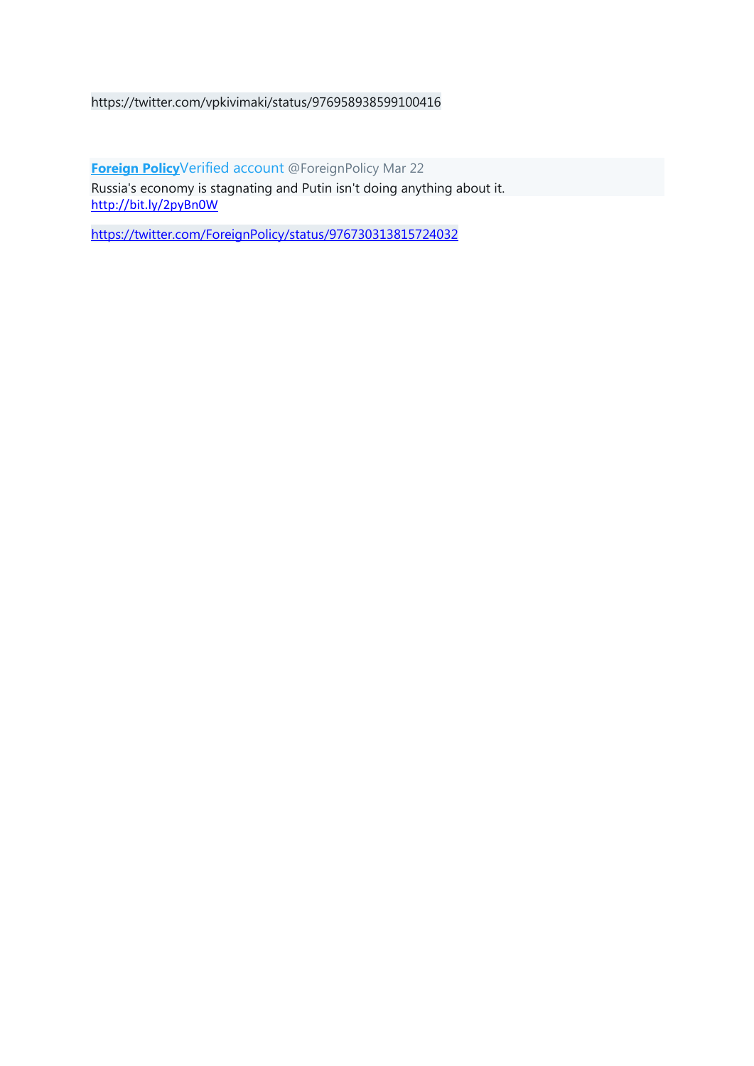https://twitter.com/vpkivimaki/status/976958938599100416

**Foreign Policy**Verified account @ForeignPolicy Mar 22
Russia's economy is stagnating and Putin isn't doing anything about it.
http://bit.ly/2pyBn0W

https://twitter.com/ForeignPolicy/status/976730313815724032